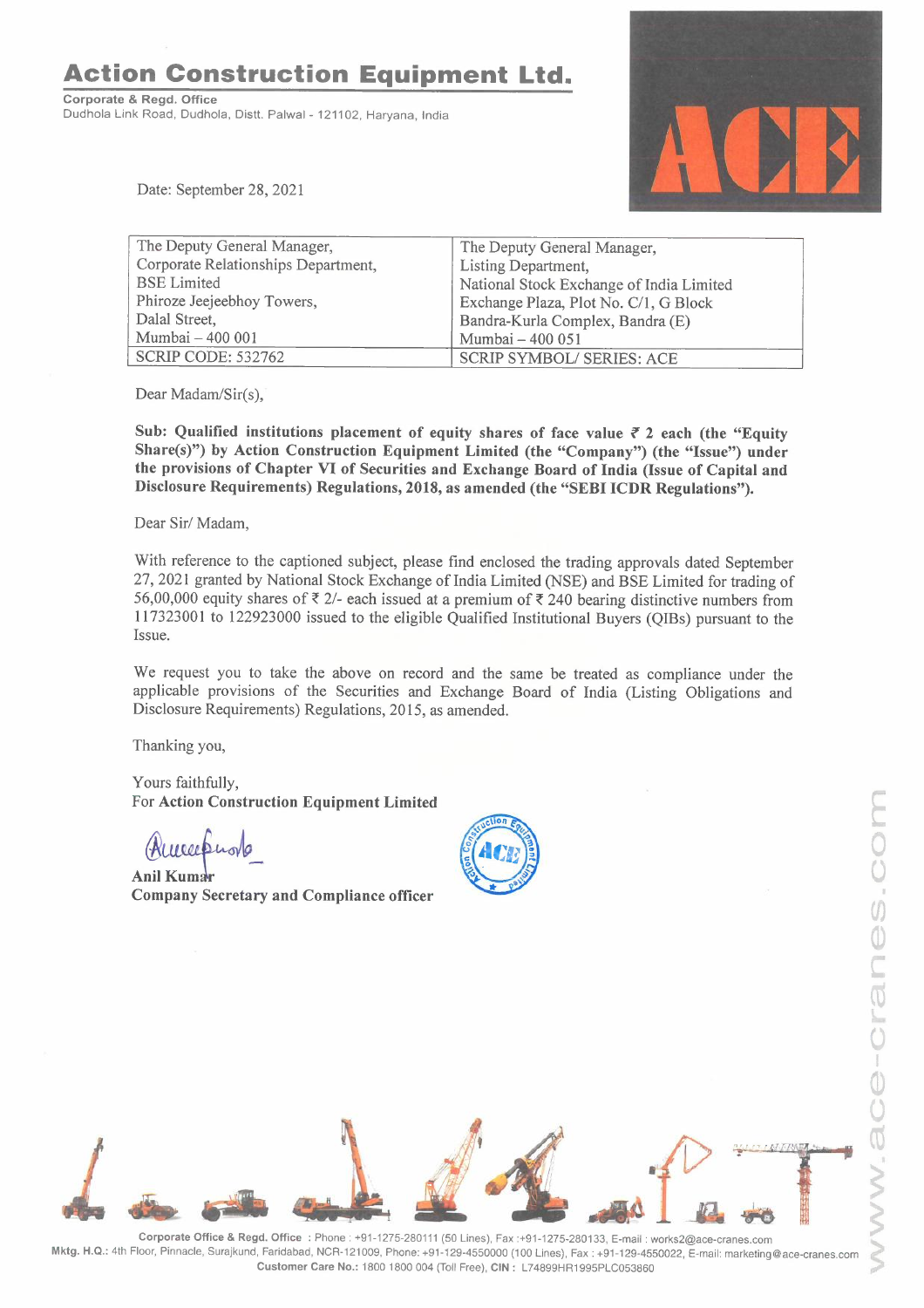# Action Construction Equipment Ltd.

**Corporate & Regd. Office**
Dudhola Link Road, Dudhola, Distt. Palwal - 121102, Haryana, India

Date: September 28, 2021

| The Deputy General Manager,<br>Corporate Relationships Department,<br>BSE Limited<br>Phiroze Jeejeebhoy Towers,<br>Dalal Street,<br>Mumbai – 400 001 | The Deputy General Manager,<br>Listing Department,<br>National Stock Exchange of India Limited<br>Exchange Plaza, Plot No. C/1, G Block<br>Bandra-Kurla Complex, Bandra (E)<br>Mumbai – 400 051 |
|---|---|
| SCRIP CODE: 532762 | SCRIP SYMBOL/ SERIES: ACE |

Dear Madam/Sir(s),

**Sub: Qualified institutions placement of equity shares of face value ₹ 2 each (the "Equity Share(s)") by Action Construction Equipment Limited (the "Company") (the "Issue") under the provisions of Chapter VI of Securities and Exchange Board of India (Issue of Capital and Disclosure Requirements) Regulations, 2018, as amended (the "SEBI ICDR Regulations").**

Dear Sir/ Madam,

With reference to the captioned subject, please find enclosed the trading approvals dated September 27, 2021 granted by National Stock Exchange of India Limited (NSE) and BSE Limited for trading of 56,00,000 equity shares of ₹ 2/- each issued at a premium of ₹ 240 bearing distinctive numbers from 117323001 to 122923000 issued to the eligible Qualified Institutional Buyers (QIBs) pursuant to the Issue.

We request you to take the above on record and the same be treated as compliance under the applicable provisions of the Securities and Exchange Board of India (Listing Obligations and Disclosure Requirements) Regulations, 2015, as amended.

Thanking you,

Yours faithfully,
For **Action Construction Equipment Limited**

**Anil Kumar**
**Company Secretary and Compliance officer**

Corporate Office & Regd. Office : Phone : +91-1275-280111 (50 Lines), Fax :+91-1275-280133, E-mail : works2@ace-cranes.com
Mktg. H.Q.: 4th Floor, Pinnacle, Surajkund, Faridabad, NCR-121009, Phone: +91-129-4550000 (100 Lines), Fax : +91-129-4550022, E-mail: marketing@ace-cranes.com
Customer Care No.: 1800 1800 004 (Toll Free), CIN : L74899HR1995PLC053860

www.ace-cranes.com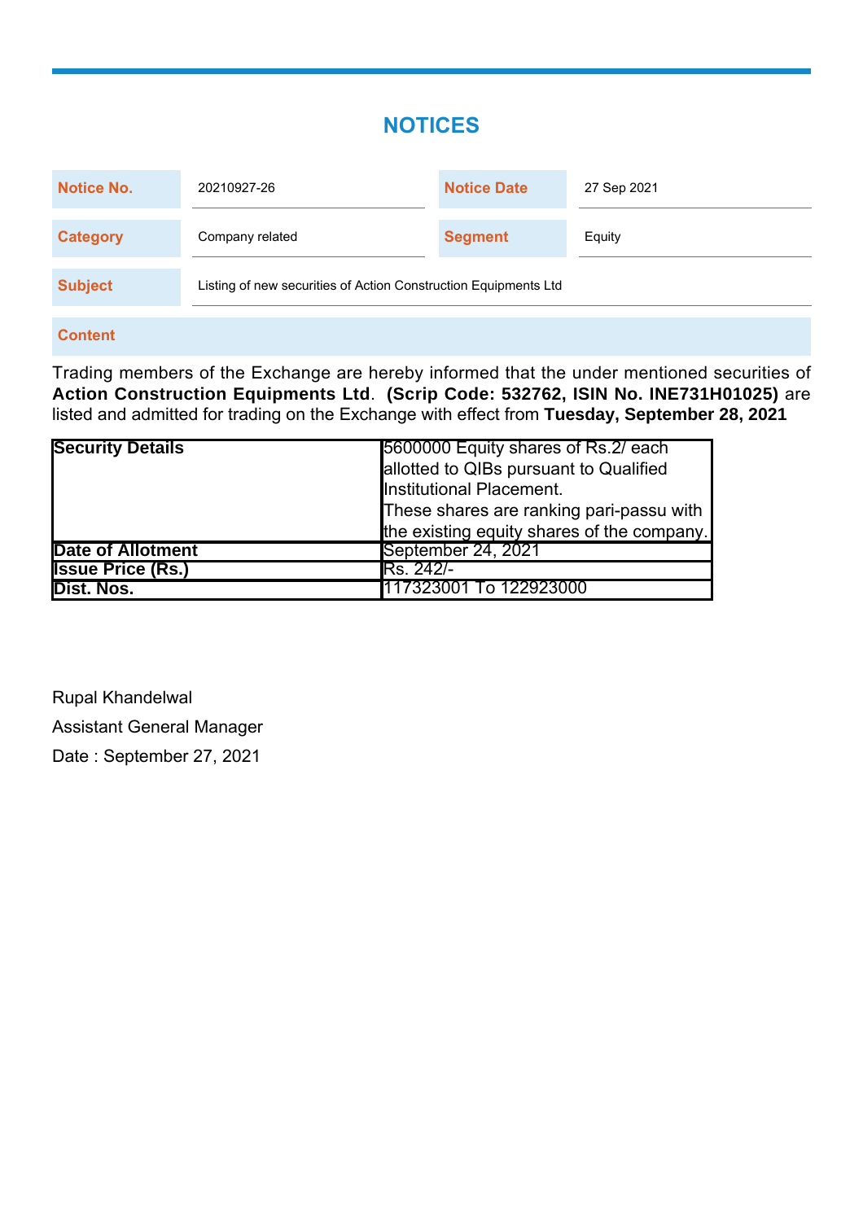# NOTICES

| Notice No. | 20210927-26 | Notice Date | 27 Sep 2021 |
|---|---|---|---|
| Category | Company related | Segment | Equity |
| Subject | Listing of new securities of Action Construction Equipments Ltd | | |

**Content**

Trading members of the Exchange are hereby informed that the under mentioned securities of **Action Construction Equipments Ltd**. **(Scrip Code: 532762, ISIN No. INE731H01025)** are listed and admitted for trading on the Exchange with effect from **Tuesday, September 28, 2021**

| **Security Details** | 5600000 Equity shares of Rs.2/ each allotted to QIBs pursuant to Qualified Institutional Placement. These shares are ranking pari-passu with the existing equity shares of the company. |
|---|---|
| **Date of Allotment** | September 24, 2021 |
| **Issue Price (Rs.)** | Rs. 242/- |
| **Dist. Nos.** | 117323001 To 122923000 |

Rupal Khandelwal

Assistant General Manager

Date : September 27, 2021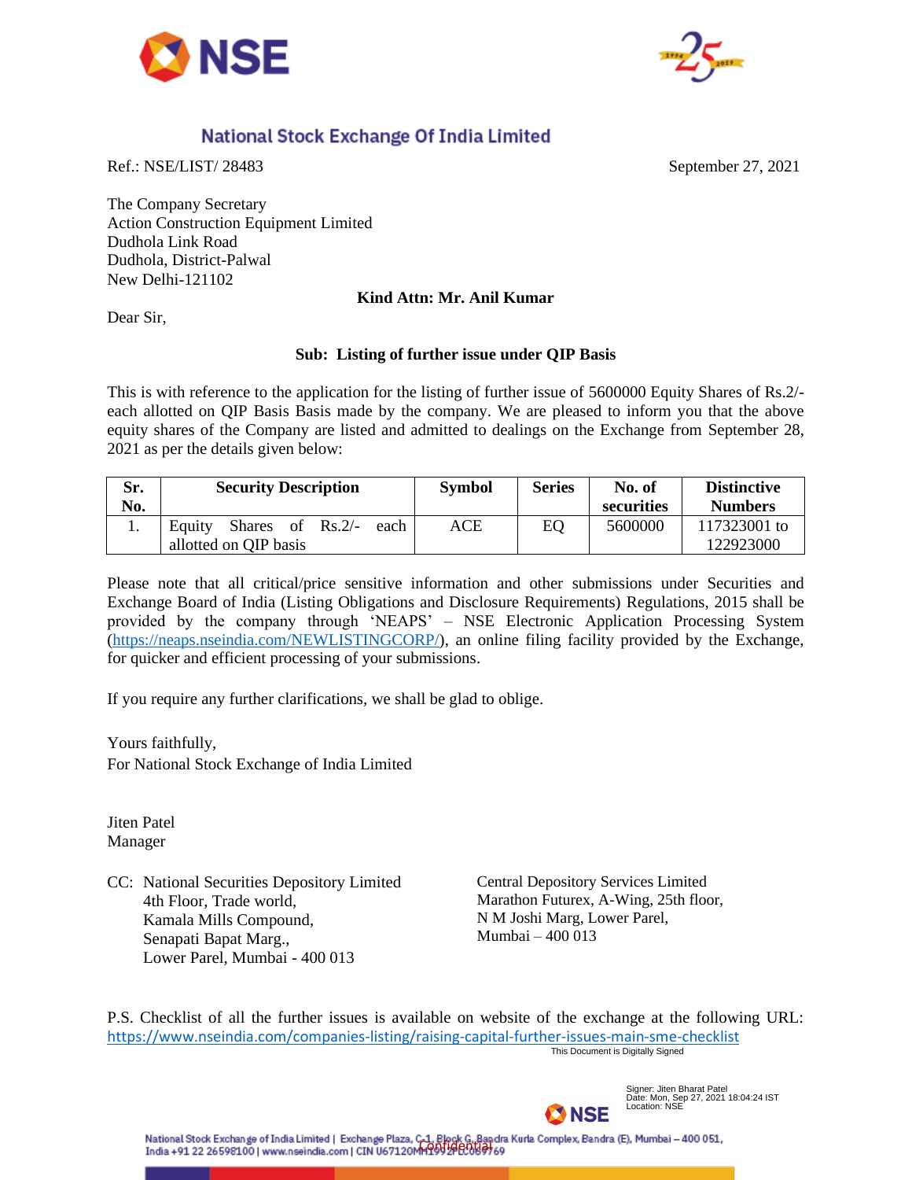## National Stock Exchange Of India Limited

Ref.: NSE/LIST/ 28483

September 27, 2021

The Company Secretary
Action Construction Equipment Limited
Dudhola Link Road
Dudhola, District-Palwal
New Delhi-121102

**Kind Attn: Mr. Anil Kumar**

Dear Sir,

**Sub: Listing of further issue under QIP Basis**

This is with reference to the application for the listing of further issue of 5600000 Equity Shares of Rs.2/- each allotted on QIP Basis Basis made by the company. We are pleased to inform you that the above equity shares of the Company are listed and admitted to dealings on the Exchange from September 28, 2021 as per the details given below:

| Sr. No. | Security Description | Symbol | Series | No. of securities | Distinctive Numbers |
|---|---|---|---|---|---|
| 1. | Equity Shares of Rs.2/- each allotted on QIP basis | ACE | EQ | 5600000 | 117323001 to 122923000 |

Please note that all critical/price sensitive information and other submissions under Securities and Exchange Board of India (Listing Obligations and Disclosure Requirements) Regulations, 2015 shall be provided by the company through 'NEAPS' – NSE Electronic Application Processing System (https://neaps.nseindia.com/NEWLISTINGCORP/), an online filing facility provided by the Exchange, for quicker and efficient processing of your submissions.

If you require any further clarifications, we shall be glad to oblige.

Yours faithfully,
For National Stock Exchange of India Limited

Jiten Patel
Manager

CC: National Securities Depository Limited
4th Floor, Trade world,
Kamala Mills Compound,
Senapati Bapat Marg.,
Lower Parel, Mumbai - 400 013

Central Depository Services Limited
Marathon Futurex, A-Wing, 25th floor,
N M Joshi Marg, Lower Parel,
Mumbai – 400 013

P.S. Checklist of all the further issues is available on website of the exchange at the following URL: https://www.nseindia.com/companies-listing/raising-capital-further-issues-main-sme-checklist

This Document is Digitally Signed

Signer: Jiten Bharat Patel
Date: Mon, Sep 27, 2021 18:04:24 IST
Location: NSE